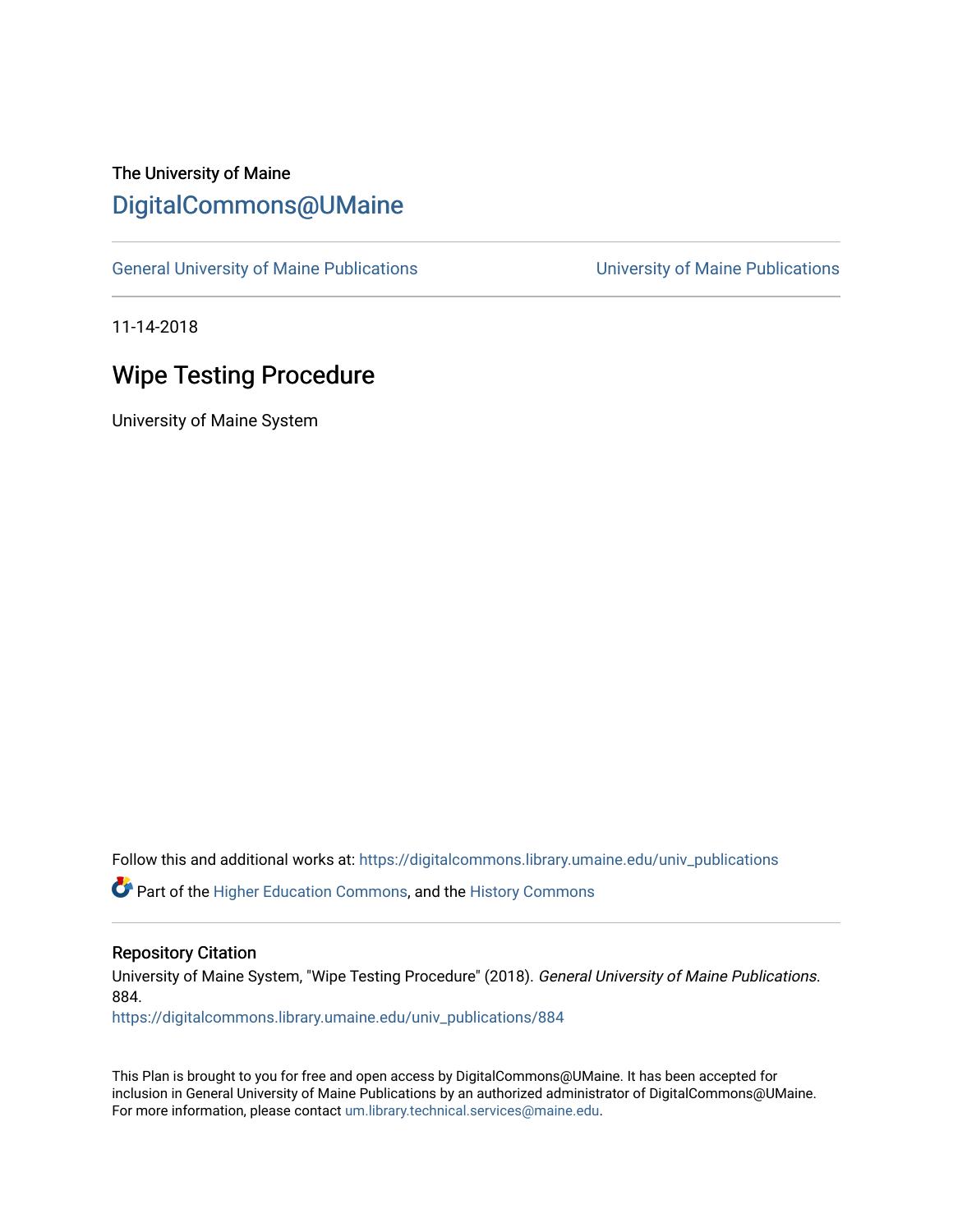The University of Maine

DigitalCommons@UMaine

General University of Maine Publications | University of Maine Publications

11-14-2018

# Wipe Testing Procedure

University of Maine System

Follow this and additional works at: https://digitalcommons.library.umaine.edu/univ_publications

Part of the Higher Education Commons, and the History Commons

## Repository Citation

University of Maine System, "Wipe Testing Procedure" (2018). *General University of Maine Publications*. 884.
https://digitalcommons.library.umaine.edu/univ_publications/884

This Plan is brought to you for free and open access by DigitalCommons@UMaine. It has been accepted for inclusion in General University of Maine Publications by an authorized administrator of DigitalCommons@UMaine. For more information, please contact um.library.technical.services@maine.edu.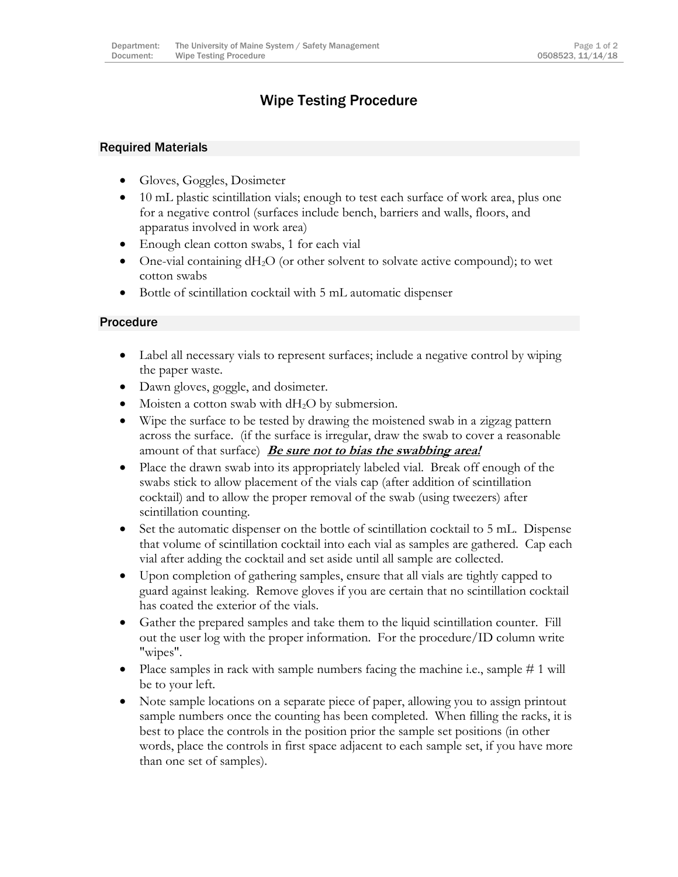# Wipe Testing Procedure

## Required Materials

- Gloves, Goggles, Dosimeter
- 10 mL plastic scintillation vials; enough to test each surface of work area, plus one for a negative control (surfaces include bench, barriers and walls, floors, and apparatus involved in work area)
- Enough clean cotton swabs, 1 for each vial
- One-vial containing $dH_2O$ (or other solvent to solvate active compound); to wet cotton swabs
- Bottle of scintillation cocktail with 5 mL automatic dispenser

## Procedure

- Label all necessary vials to represent surfaces; include a negative control by wiping the paper waste.
- Dawn gloves, goggle, and dosimeter.
- Moisten a cotton swab with $dH_2O$ by submersion.
- Wipe the surface to be tested by drawing the moistened swab in a zigzag pattern across the surface. (if the surface is irregular, draw the swab to cover a reasonable amount of that surface) ***Be sure not to bias the swabbing area!***
- Place the drawn swab into its appropriately labeled vial. Break off enough of the swabs stick to allow placement of the vials cap (after addition of scintillation cocktail) and to allow the proper removal of the swab (using tweezers) after scintillation counting.
- Set the automatic dispenser on the bottle of scintillation cocktail to 5 mL. Dispense that volume of scintillation cocktail into each vial as samples are gathered. Cap each vial after adding the cocktail and set aside until all sample are collected.
- Upon completion of gathering samples, ensure that all vials are tightly capped to guard against leaking. Remove gloves if you are certain that no scintillation cocktail has coated the exterior of the vials.
- Gather the prepared samples and take them to the liquid scintillation counter. Fill out the user log with the proper information. For the procedure/ID column write "wipes".
- Place samples in rack with sample numbers facing the machine i.e., sample # 1 will be to your left.
- Note sample locations on a separate piece of paper, allowing you to assign printout sample numbers once the counting has been completed. When filling the racks, it is best to place the controls in the position prior the sample set positions (in other words, place the controls in first space adjacent to each sample set, if you have more than one set of samples).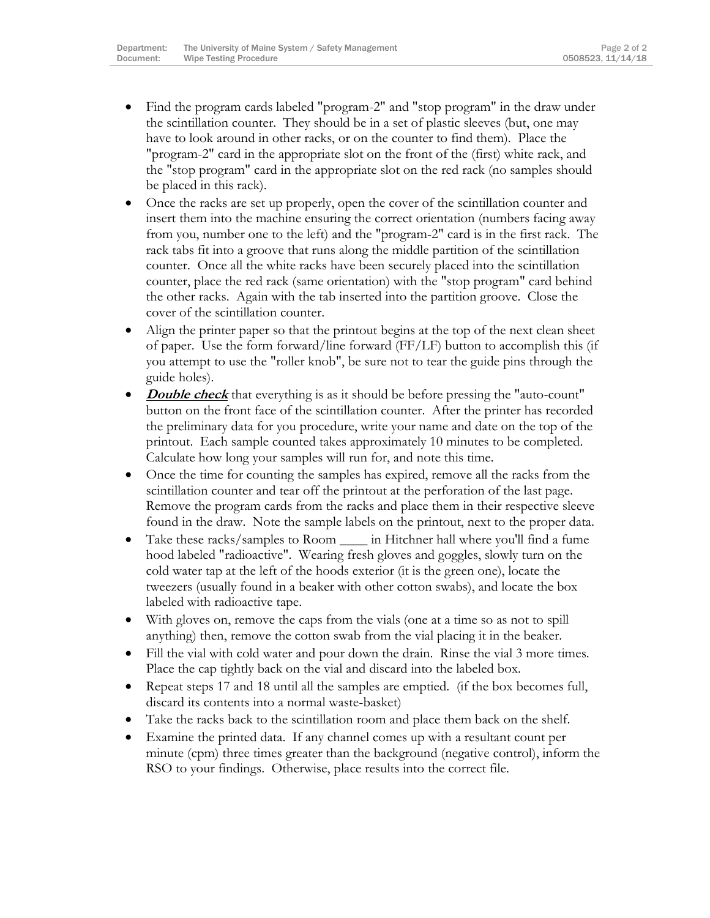- Find the program cards labeled "program-2" and "stop program" in the draw under the scintillation counter. They should be in a set of plastic sleeves (but, one may have to look around in other racks, or on the counter to find them). Place the "program-2" card in the appropriate slot on the front of the (first) white rack, and the "stop program" card in the appropriate slot on the red rack (no samples should be placed in this rack).
- Once the racks are set up properly, open the cover of the scintillation counter and insert them into the machine ensuring the correct orientation (numbers facing away from you, number one to the left) and the "program-2" card is in the first rack. The rack tabs fit into a groove that runs along the middle partition of the scintillation counter. Once all the white racks have been securely placed into the scintillation counter, place the red rack (same orientation) with the "stop program" card behind the other racks. Again with the tab inserted into the partition groove. Close the cover of the scintillation counter.
- Align the printer paper so that the printout begins at the top of the next clean sheet of paper. Use the form forward/line forward (FF/LF) button to accomplish this (if you attempt to use the "roller knob", be sure not to tear the guide pins through the guide holes).
- ***Double check*** that everything is as it should be before pressing the "auto-count" button on the front face of the scintillation counter. After the printer has recorded the preliminary data for you procedure, write your name and date on the top of the printout. Each sample counted takes approximately 10 minutes to be completed. Calculate how long your samples will run for, and note this time.
- Once the time for counting the samples has expired, remove all the racks from the scintillation counter and tear off the printout at the perforation of the last page. Remove the program cards from the racks and place them in their respective sleeve found in the draw. Note the sample labels on the printout, next to the proper data.
- Take these racks/samples to Room ____ in Hitchner hall where you'll find a fume hood labeled "radioactive". Wearing fresh gloves and goggles, slowly turn on the cold water tap at the left of the hoods exterior (it is the green one), locate the tweezers (usually found in a beaker with other cotton swabs), and locate the box labeled with radioactive tape.
- With gloves on, remove the caps from the vials (one at a time so as not to spill anything) then, remove the cotton swab from the vial placing it in the beaker.
- Fill the vial with cold water and pour down the drain. Rinse the vial 3 more times. Place the cap tightly back on the vial and discard into the labeled box.
- Repeat steps 17 and 18 until all the samples are emptied. (if the box becomes full, discard its contents into a normal waste-basket)
- Take the racks back to the scintillation room and place them back on the shelf.
- Examine the printed data. If any channel comes up with a resultant count per minute (cpm) three times greater than the background (negative control), inform the RSO to your findings. Otherwise, place results into the correct file.